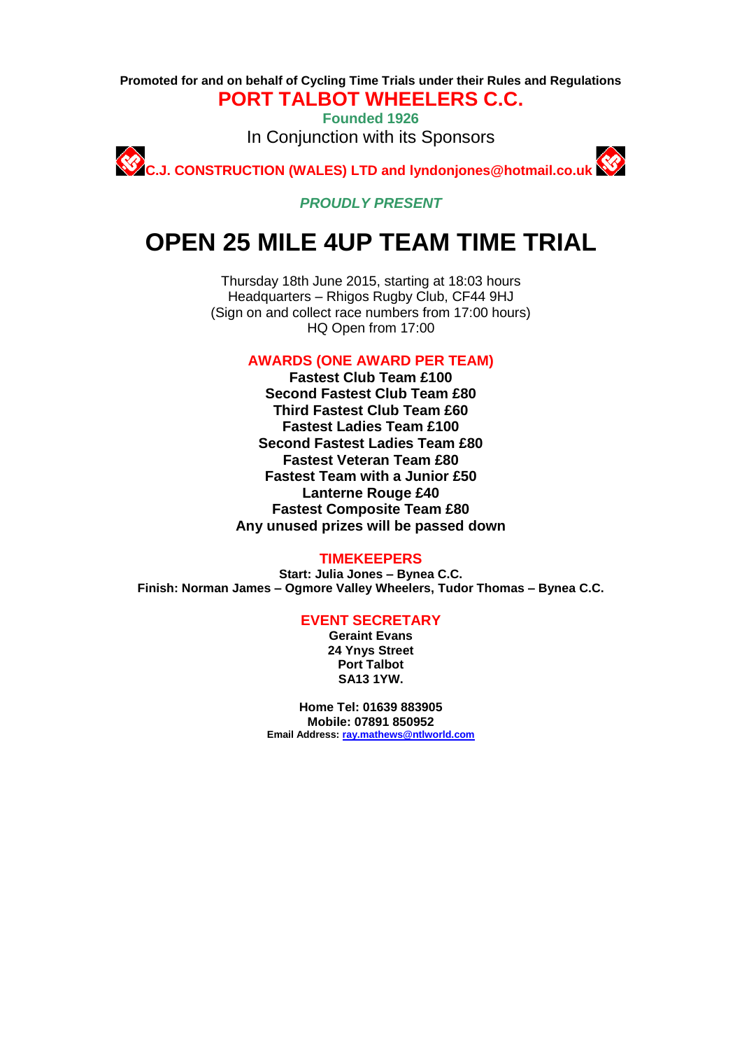**Promoted for and on behalf of Cycling Time Trials under their Rules and Regulations**

## PORT TALBOT WHEELERS C.C.

**Founded 1926**

In Conjunction with its Sponsors

**C.J. CONSTRUCTION (WALES) LTD and lyndonjones@hotmail.co.uk**

***PROUDLY PRESENT***

# OPEN 25 MILE 4UP TEAM TIME TRIAL

Thursday 18th June 2015, starting at 18:03 hours
Headquarters – Rhigos Rugby Club, CF44 9HJ
(Sign on and collect race numbers from 17:00 hours)
HQ Open from 17:00

### AWARDS (ONE AWARD PER TEAM)

**Fastest Club Team £100**
**Second Fastest Club Team £80**
**Third Fastest Club Team £60**
**Fastest Ladies Team £100**
**Second Fastest Ladies Team £80**
**Fastest Veteran Team £80**
**Fastest Team with a Junior £50**
**Lanterne Rouge £40**
**Fastest Composite Team £80**
**Any unused prizes will be passed down**

### TIMEKEEPERS

**Start: Julia Jones – Bynea C.C.**
**Finish: Norman James – Ogmore Valley Wheelers, Tudor Thomas – Bynea C.C.**

### EVENT SECRETARY

**Geraint Evans**
**24 Ynys Street**
**Port Talbot**
**SA13 1YW.**

**Home Tel: 01639 883905**
**Mobile: 07891 850952**
**Email Address: ray.mathews@ntlworld.com**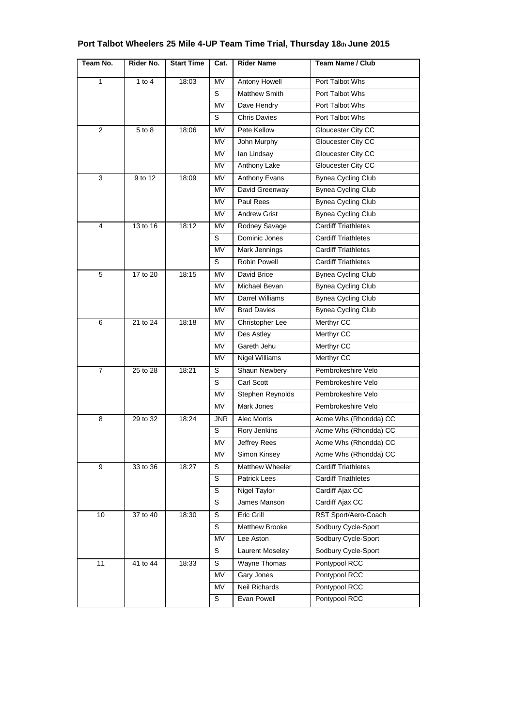## Port Talbot Wheelers 25 Mile 4-UP Team Time Trial, Thursday 18th June 2015

| Team No. | Rider No. | Start Time | Cat. | Rider Name | Team Name / Club |
|---|---|---|---|---|---|
| 1 | 1 to 4 | 18:03 | MV | Antony Howell | Port Talbot Whs |
| | | | S | Matthew Smith | Port Talbot Whs |
| | | | MV | Dave Hendry | Port Talbot Whs |
| | | | S | Chris Davies | Port Talbot Whs |
| 2 | 5 to 8 | 18:06 | MV | Pete Kellow | Gloucester City CC |
| | | | MV | John Murphy | Gloucester City CC |
| | | | MV | Ian Lindsay | Gloucester City CC |
| | | | MV | Anthony Lake | Gloucester City CC |
| 3 | 9 to 12 | 18:09 | MV | Anthony Evans | Bynea Cycling Club |
| | | | MV | David Greenway | Bynea Cycling Club |
| | | | MV | Paul Rees | Bynea Cycling Club |
| | | | MV | Andrew Grist | Bynea Cycling Club |
| 4 | 13 to 16 | 18:12 | MV | Rodney Savage | Cardiff Triathletes |
| | | | S | Dominic Jones | Cardiff Triathletes |
| | | | MV | Mark Jennings | Cardiff Triathletes |
| | | | S | Robin Powell | Cardiff Triathletes |
| 5 | 17 to 20 | 18:15 | MV | David Brice | Bynea Cycling Club |
| | | | MV | Michael Bevan | Bynea Cycling Club |
| | | | MV | Darrel Williams | Bynea Cycling Club |
| | | | MV | Brad Davies | Bynea Cycling Club |
| 6 | 21 to 24 | 18:18 | MV | Christopher Lee | Merthyr CC |
| | | | MV | Des Astley | Merthyr CC |
| | | | MV | Gareth Jehu | Merthyr CC |
| | | | MV | Nigel Williams | Merthyr CC |
| 7 | 25 to 28 | 18:21 | S | Shaun Newbery | Pembrokeshire Velo |
| | | | S | Carl Scott | Pembrokeshire Velo |
| | | | MV | Stephen Reynolds | Pembrokeshire Velo |
| | | | MV | Mark Jones | Pembrokeshire Velo |
| 8 | 29 to 32 | 18:24 | JNR | Alec Morris | Acme Whs (Rhondda) CC |
| | | | S | Rory Jenkins | Acme Whs (Rhondda) CC |
| | | | MV | Jeffrey Rees | Acme Whs (Rhondda) CC |
| | | | MV | Simon Kinsey | Acme Whs (Rhondda) CC |
| 9 | 33 to 36 | 18:27 | S | Matthew Wheeler | Cardiff Triathletes |
| | | | S | Patrick Lees | Cardiff Triathletes |
| | | | S | Nigel Taylor | Cardiff Ajax CC |
| | | | S | James Manson | Cardiff Ajax CC |
| 10 | 37 to 40 | 18:30 | S | Eric Grill | RST Sport/Aero-Coach |
| | | | S | Matthew Brooke | Sodbury Cycle-Sport |
| | | | MV | Lee Aston | Sodbury Cycle-Sport |
| | | | S | Laurent Moseley | Sodbury Cycle-Sport |
| 11 | 41 to 44 | 18:33 | S | Wayne Thomas | Pontypool RCC |
| | | | MV | Gary Jones | Pontypool RCC |
| | | | MV | Neil Richards | Pontypool RCC |
| | | | S | Evan Powell | Pontypool RCC |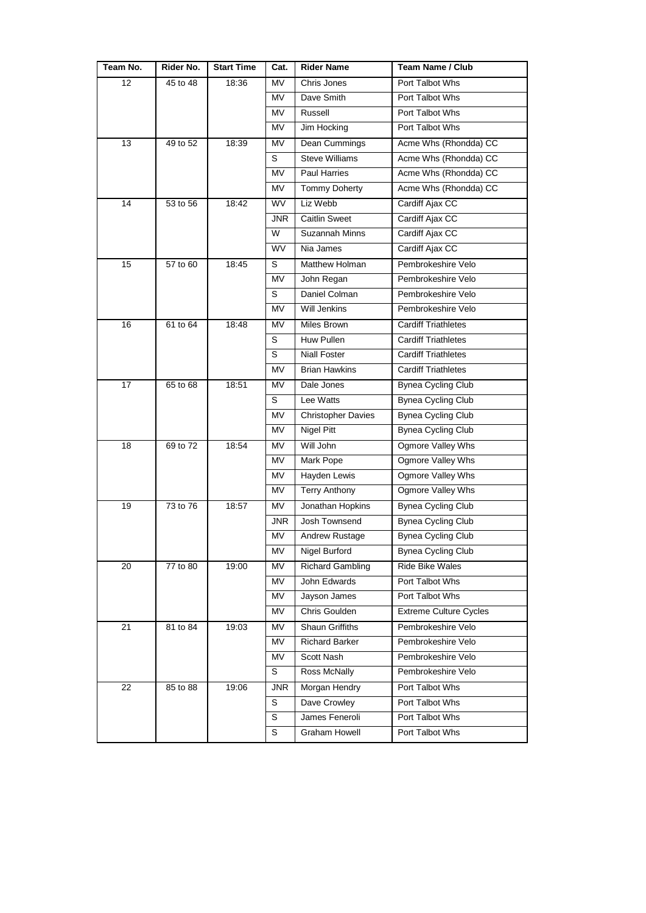| Team No. | Rider No. | Start Time | Cat. | Rider Name | Team Name / Club |
|---|---|---|---|---|---|
| 12 | 45 to 48 | 18:36 | MV | Chris Jones | Port Talbot Whs |
| | | | MV | Dave Smith | Port Talbot Whs |
| | | | MV | Russell | Port Talbot Whs |
| | | | MV | Jim Hocking | Port Talbot Whs |
| 13 | 49 to 52 | 18:39 | MV | Dean Cummings | Acme Whs (Rhondda) CC |
| | | | S | Steve Williams | Acme Whs (Rhondda) CC |
| | | | MV | Paul Harries | Acme Whs (Rhondda) CC |
| | | | MV | Tommy Doherty | Acme Whs (Rhondda) CC |
| 14 | 53 to 56 | 18:42 | WV | Liz Webb | Cardiff Ajax CC |
| | | | JNR | Caitlin Sweet | Cardiff Ajax CC |
| | | | W | Suzannah Minns | Cardiff Ajax CC |
| | | | WV | Nia James | Cardiff Ajax CC |
| 15 | 57 to 60 | 18:45 | S | Matthew Holman | Pembrokeshire Velo |
| | | | MV | John Regan | Pembrokeshire Velo |
| | | | S | Daniel Colman | Pembrokeshire Velo |
| | | | MV | Will Jenkins | Pembrokeshire Velo |
| 16 | 61 to 64 | 18:48 | MV | Miles Brown | Cardiff Triathletes |
| | | | S | Huw Pullen | Cardiff Triathletes |
| | | | S | Niall Foster | Cardiff Triathletes |
| | | | MV | Brian Hawkins | Cardiff Triathletes |
| 17 | 65 to 68 | 18:51 | MV | Dale Jones | Bynea Cycling Club |
| | | | S | Lee Watts | Bynea Cycling Club |
| | | | MV | Christopher Davies | Bynea Cycling Club |
| | | | MV | Nigel Pitt | Bynea Cycling Club |
| 18 | 69 to 72 | 18:54 | MV | Will John | Ogmore Valley Whs |
| | | | MV | Mark Pope | Ogmore Valley Whs |
| | | | MV | Hayden Lewis | Ogmore Valley Whs |
| | | | MV | Terry Anthony | Ogmore Valley Whs |
| 19 | 73 to 76 | 18:57 | MV | Jonathan Hopkins | Bynea Cycling Club |
| | | | JNR | Josh Townsend | Bynea Cycling Club |
| | | | MV | Andrew Rustage | Bynea Cycling Club |
| | | | MV | Nigel Burford | Bynea Cycling Club |
| 20 | 77 to 80 | 19:00 | MV | Richard Gambling | Ride Bike Wales |
| | | | MV | John Edwards | Port Talbot Whs |
| | | | MV | Jayson James | Port Talbot Whs |
| | | | MV | Chris Goulden | Extreme Culture Cycles |
| 21 | 81 to 84 | 19:03 | MV | Shaun Griffiths | Pembrokeshire Velo |
| | | | MV | Richard Barker | Pembrokeshire Velo |
| | | | MV | Scott Nash | Pembrokeshire Velo |
| | | | S | Ross McNally | Pembrokeshire Velo |
| 22 | 85 to 88 | 19:06 | JNR | Morgan Hendry | Port Talbot Whs |
| | | | S | Dave Crowley | Port Talbot Whs |
| | | | S | James Feneroli | Port Talbot Whs |
| | | | S | Graham Howell | Port Talbot Whs |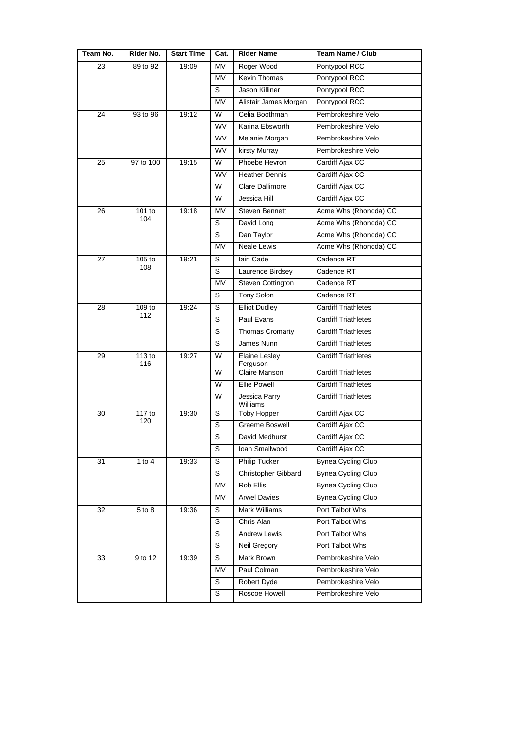| Team No. | Rider No. | Start Time | Cat. | Rider Name | Team Name / Club |
|---|---|---|---|---|---|
| 23 | 89 to 92 | 19:09 | MV | Roger Wood | Pontypool RCC |
| | | | MV | Kevin Thomas | Pontypool RCC |
| | | | S | Jason Killiner | Pontypool RCC |
| | | | MV | Alistair James Morgan | Pontypool RCC |
| 24 | 93 to 96 | 19:12 | W | Celia Boothman | Pembrokeshire Velo |
| | | | WV | Karina Ebsworth | Pembrokeshire Velo |
| | | | WV | Melanie Morgan | Pembrokeshire Velo |
| | | | WV | kirsty Murray | Pembrokeshire Velo |
| 25 | 97 to 100 | 19:15 | W | Phoebe Hevron | Cardiff Ajax CC |
| | | | WV | Heather Dennis | Cardiff Ajax CC |
| | | | W | Clare Dallimore | Cardiff Ajax CC |
| | | | W | Jessica Hill | Cardiff Ajax CC |
| 26 | 101 to 104 | 19:18 | MV | Steven Bennett | Acme Whs (Rhondda) CC |
| | | | S | David Long | Acme Whs (Rhondda) CC |
| | | | S | Dan Taylor | Acme Whs (Rhondda) CC |
| | | | MV | Neale Lewis | Acme Whs (Rhondda) CC |
| 27 | 105 to 108 | 19:21 | S | Iain Cade | Cadence RT |
| | | | S | Laurence Birdsey | Cadence RT |
| | | | MV | Steven Cottington | Cadence RT |
| | | | S | Tony Solon | Cadence RT |
| 28 | 109 to 112 | 19:24 | S | Elliot Dudley | Cardiff Triathletes |
| | | | S | Paul Evans | Cardiff Triathletes |
| | | | S | Thomas Cromarty | Cardiff Triathletes |
| | | | S | James Nunn | Cardiff Triathletes |
| 29 | 113 to 116 | 19:27 | W | Elaine Lesley Ferguson | Cardiff Triathletes |
| | | | W | Claire Manson | Cardiff Triathletes |
| | | | W | Ellie Powell | Cardiff Triathletes |
| | | | W | Jessica Parry Williams | Cardiff Triathletes |
| 30 | 117 to 120 | 19:30 | S | Toby Hopper | Cardiff Ajax CC |
| | | | S | Graeme Boswell | Cardiff Ajax CC |
| | | | S | David Medhurst | Cardiff Ajax CC |
| | | | S | Ioan Smallwood | Cardiff Ajax CC |
| 31 | 1 to 4 | 19:33 | S | Philip Tucker | Bynea Cycling Club |
| | | | S | Christopher Gibbard | Bynea Cycling Club |
| | | | MV | Rob Ellis | Bynea Cycling Club |
| | | | MV | Arwel Davies | Bynea Cycling Club |
| 32 | 5 to 8 | 19:36 | S | Mark Williams | Port Talbot Whs |
| | | | S | Chris Alan | Port Talbot Whs |
| | | | S | Andrew Lewis | Port Talbot Whs |
| | | | S | Neil Gregory | Port Talbot Whs |
| 33 | 9 to 12 | 19:39 | S | Mark Brown | Pembrokeshire Velo |
| | | | MV | Paul Colman | Pembrokeshire Velo |
| | | | S | Robert Dyde | Pembrokeshire Velo |
| | | | S | Roscoe Howell | Pembrokeshire Velo |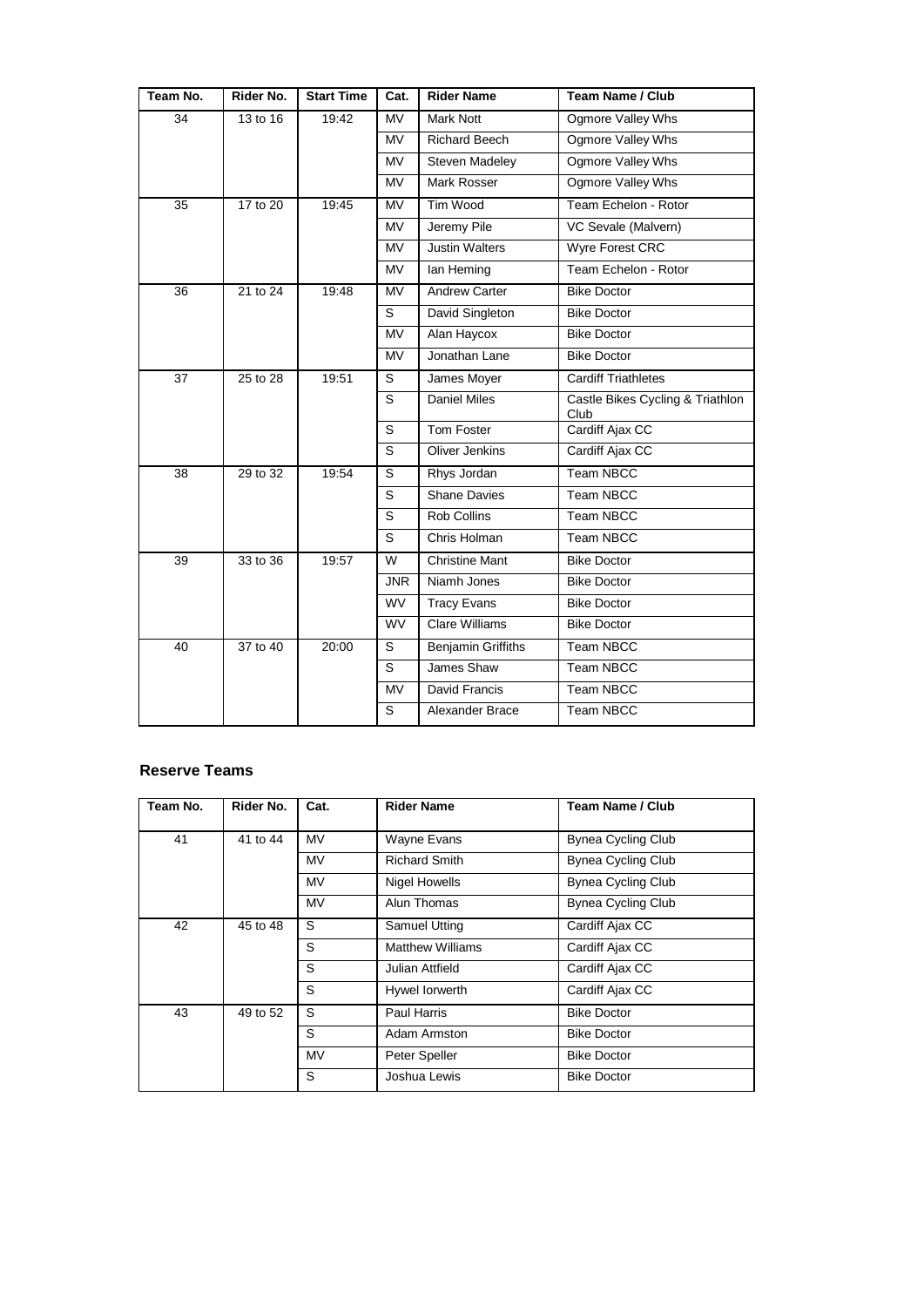| Team No. | Rider No. | Start Time | Cat. | Rider Name | Team Name / Club |
|---|---|---|---|---|---|
| 34 | 13 to 16 | 19:42 | MV | Mark Nott | Ogmore Valley Whs |
| | | | MV | Richard Beech | Ogmore Valley Whs |
| | | | MV | Steven Madeley | Ogmore Valley Whs |
| | | | MV | Mark Rosser | Ogmore Valley Whs |
| 35 | 17 to 20 | 19:45 | MV | Tim Wood | Team Echelon - Rotor |
| | | | MV | Jeremy Pile | VC Sevale (Malvern) |
| | | | MV | Justin Walters | Wyre Forest CRC |
| | | | MV | Ian Heming | Team Echelon - Rotor |
| 36 | 21 to 24 | 19:48 | MV | Andrew Carter | Bike Doctor |
| | | | S | David Singleton | Bike Doctor |
| | | | MV | Alan Haycox | Bike Doctor |
| | | | MV | Jonathan Lane | Bike Doctor |
| 37 | 25 to 28 | 19:51 | S | James Moyer | Cardiff Triathletes |
| | | | S | Daniel Miles | Castle Bikes Cycling & Triathlon Club |
| | | | S | Tom Foster | Cardiff Ajax CC |
| | | | S | Oliver Jenkins | Cardiff Ajax CC |
| 38 | 29 to 32 | 19:54 | S | Rhys Jordan | Team NBCC |
| | | | S | Shane Davies | Team NBCC |
| | | | S | Rob Collins | Team NBCC |
| | | | S | Chris Holman | Team NBCC |
| 39 | 33 to 36 | 19:57 | W | Christine Mant | Bike Doctor |
| | | | JNR | Niamh Jones | Bike Doctor |
| | | | WV | Tracy Evans | Bike Doctor |
| | | | WV | Clare Williams | Bike Doctor |
| 40 | 37 to 40 | 20:00 | S | Benjamin Griffiths | Team NBCC |
| | | | S | James Shaw | Team NBCC |
| | | | MV | David Francis | Team NBCC |
| | | | S | Alexander Brace | Team NBCC |

## Reserve Teams

| Team No. | Rider No. | Cat. | Rider Name | Team Name / Club |
|---|---|---|---|---|
| 41 | 41 to 44 | MV | Wayne Evans | Bynea Cycling Club |
| | | MV | Richard Smith | Bynea Cycling Club |
| | | MV | Nigel Howells | Bynea Cycling Club |
| | | MV | Alun Thomas | Bynea Cycling Club |
| 42 | 45 to 48 | S | Samuel Utting | Cardiff Ajax CC |
| | | S | Matthew Williams | Cardiff Ajax CC |
| | | S | Julian Attfield | Cardiff Ajax CC |
| | | S | Hywel Iorwerth | Cardiff Ajax CC |
| 43 | 49 to 52 | S | Paul Harris | Bike Doctor |
| | | S | Adam Armston | Bike Doctor |
| | | MV | Peter Speller | Bike Doctor |
| | | S | Joshua Lewis | Bike Doctor |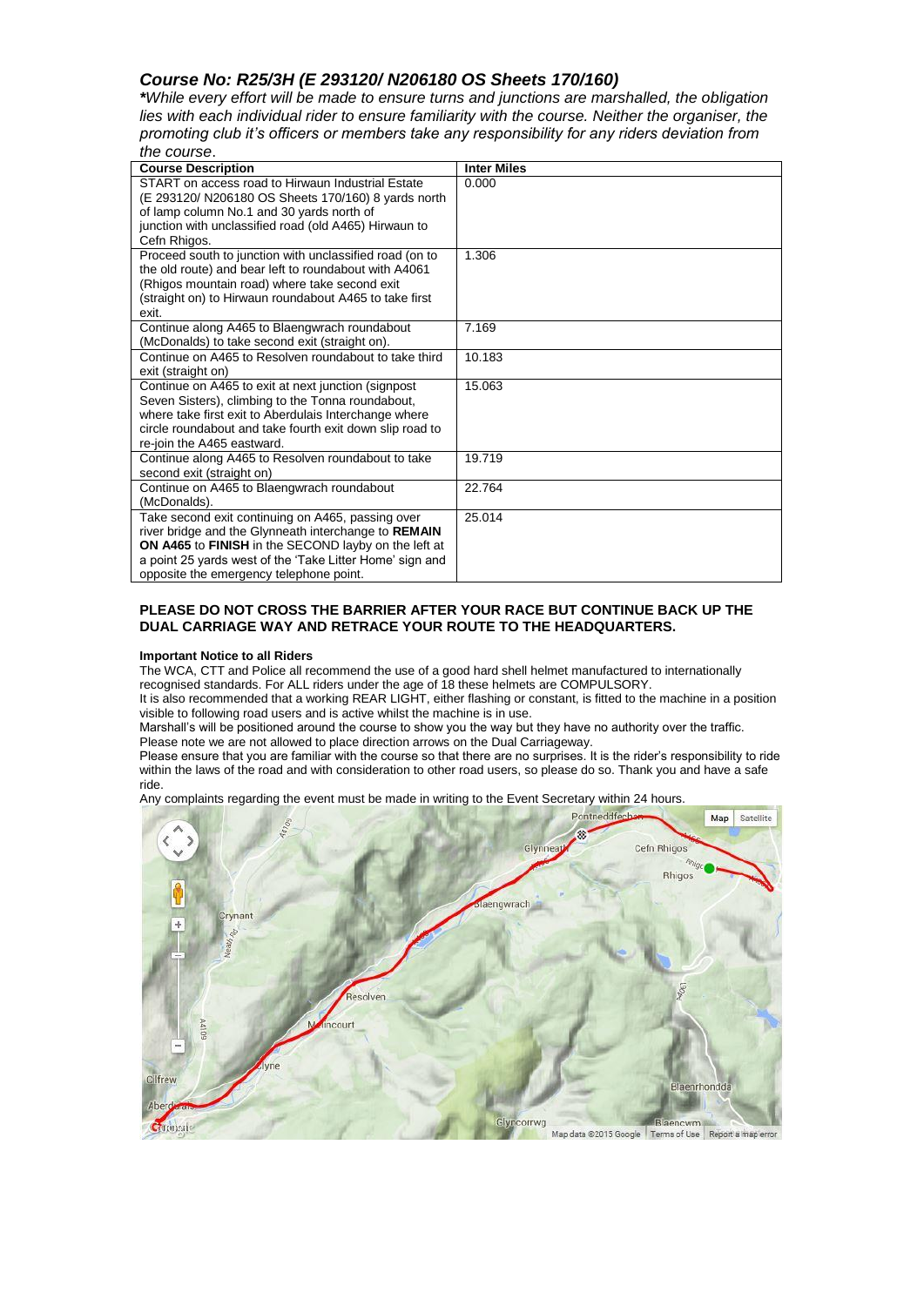## *Course No: R25/3H (E 293120/ N206180 OS Sheets 170/160)*

***While every effort will be made to ensure turns and junctions are marshalled, the obligation lies with each individual rider to ensure familiarity with the course. Neither the organiser, the promoting club it's officers or members take any responsibility for any riders deviation from the course*.**

| Course Description | Inter Miles |
|---|---|
| START on access road to Hirwaun Industrial Estate (E 293120/ N206180 OS Sheets 170/160) 8 yards north of lamp column No.1 and 30 yards north of junction with unclassified road (old A465) Hirwaun to Cefn Rhigos. | 0.000 |
| Proceed south to junction with unclassified road (on to the old route) and bear left to roundabout with A4061 (Rhigos mountain road) where take second exit (straight on) to Hirwaun roundabout A465 to take first exit. | 1.306 |
| Continue along A465 to Blaengwrach roundabout (McDonalds) to take second exit (straight on). | 7.169 |
| Continue on A465 to Resolven roundabout to take third exit (straight on) | 10.183 |
| Continue on A465 to exit at next junction (signpost Seven Sisters), climbing to the Tonna roundabout, where take first exit to Aberdulais Interchange where circle roundabout and take fourth exit down slip road to re-join the A465 eastward. | 15.063 |
| Continue along A465 to Resolven roundabout to take second exit (straight on) | 19.719 |
| Continue on A465 to Blaengwrach roundabout (McDonalds). | 22.764 |
| Take second exit continuing on A465, passing over river bridge and the Glynneath interchange to **REMAIN ON A465** to **FINISH** in the SECOND layby on the left at a point 25 yards west of the 'Take Litter Home' sign and opposite the emergency telephone point. | 25.014 |

**PLEASE DO NOT CROSS THE BARRIER AFTER YOUR RACE BUT CONTINUE BACK UP THE DUAL CARRIAGE WAY AND RETRACE YOUR ROUTE TO THE HEADQUARTERS.**

**Important Notice to all Riders**

The WCA, CTT and Police all recommend the use of a good hard shell helmet manufactured to internationally recognised standards. For ALL riders under the age of 18 these helmets are COMPULSORY.

It is also recommended that a working REAR LIGHT, either flashing or constant, is fitted to the machine in a position visible to following road users and is active whilst the machine is in use.

Marshall's will be positioned around the course to show you the way but they have no authority over the traffic.

Please note we are not allowed to place direction arrows on the Dual Carriageway.

Please ensure that you are familiar with the course so that there are no surprises. It is the rider's responsibility to ride within the laws of the road and with consideration to other road users, so please do so. Thank you and have a safe ride.

Any complaints regarding the event must be made in writing to the Event Secretary within 24 hours.